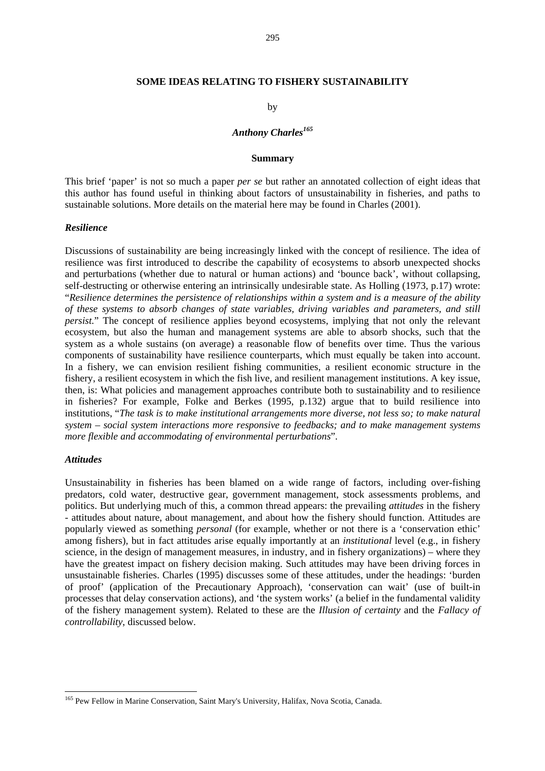# SOME IDEAS RELATING TO FISHERY SUSTAINABILITY

by

***Anthony Charles***[165]

**Summary**

This brief 'paper' is not so much a paper *per se* but rather an annotated collection of eight ideas that this author has found useful in thinking about factors of unsustainability in fisheries, and paths to sustainable solutions. More details on the material here may be found in Charles (2001).

### *Resilience*

Discussions of sustainability are being increasingly linked with the concept of resilience. The idea of resilience was first introduced to describe the capability of ecosystems to absorb unexpected shocks and perturbations (whether due to natural or human actions) and 'bounce back', without collapsing, self-destructing or otherwise entering an intrinsically undesirable state. As Holling (1973, p.17) wrote: "*Resilience determines the persistence of relationships within a system and is a measure of the ability of these systems to absorb changes of state variables, driving variables and parameters, and still persist.*" The concept of resilience applies beyond ecosystems, implying that not only the relevant ecosystem, but also the human and management systems are able to absorb shocks, such that the system as a whole sustains (on average) a reasonable flow of benefits over time. Thus the various components of sustainability have resilience counterparts, which must equally be taken into account. In a fishery, we can envision resilient fishing communities, a resilient economic structure in the fishery, a resilient ecosystem in which the fish live, and resilient management institutions. A key issue, then, is: What policies and management approaches contribute both to sustainability and to resilience in fisheries? For example, Folke and Berkes (1995, p.132) argue that to build resilience into institutions, "*The task is to make institutional arrangements more diverse, not less so; to make natural system – social system interactions more responsive to feedbacks; and to make management systems more flexible and accommodating of environmental perturbations*".

### *Attitudes*

Unsustainability in fisheries has been blamed on a wide range of factors, including over-fishing predators, cold water, destructive gear, government management, stock assessments problems, and politics. But underlying much of this, a common thread appears: the prevailing *attitudes* in the fishery - attitudes about nature, about management, and about how the fishery should function. Attitudes are popularly viewed as something *personal* (for example, whether or not there is a 'conservation ethic' among fishers), but in fact attitudes arise equally importantly at an *institutional* level (e.g., in fishery science, in the design of management measures, in industry, and in fishery organizations) – where they have the greatest impact on fishery decision making. Such attitudes may have been driving forces in unsustainable fisheries. Charles (1995) discusses some of these attitudes, under the headings: 'burden of proof' (application of the Precautionary Approach), 'conservation can wait' (use of built-in processes that delay conservation actions), and 'the system works' (a belief in the fundamental validity of the fishery management system). Related to these are the *Illusion of certainty* and the *Fallacy of controllability*, discussed below.

[165] Pew Fellow in Marine Conservation, Saint Mary's University, Halifax, Nova Scotia, Canada.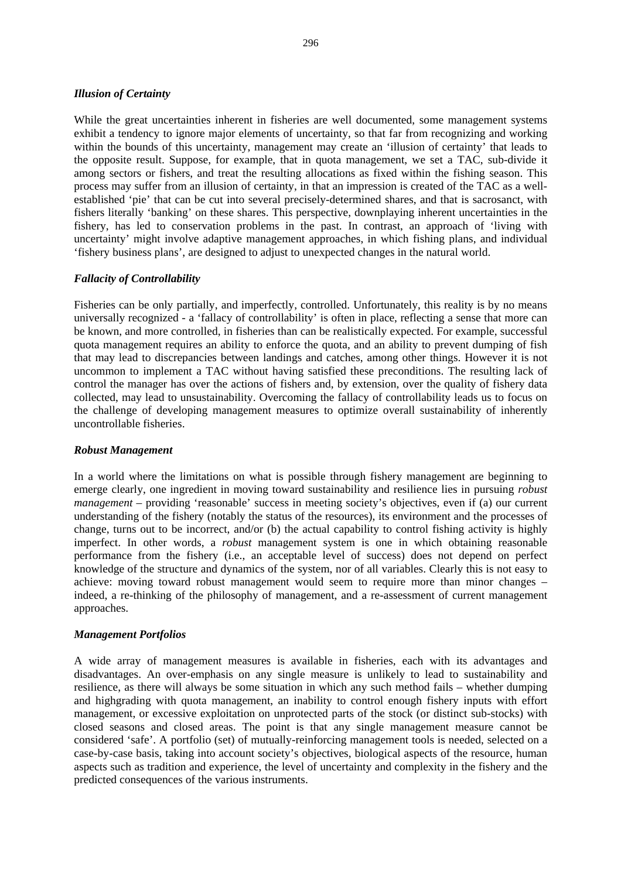### *Illusion of Certainty*

While the great uncertainties inherent in fisheries are well documented, some management systems exhibit a tendency to ignore major elements of uncertainty, so that far from recognizing and working within the bounds of this uncertainty, management may create an 'illusion of certainty' that leads to the opposite result. Suppose, for example, that in quota management, we set a TAC, sub-divide it among sectors or fishers, and treat the resulting allocations as fixed within the fishing season. This process may suffer from an illusion of certainty, in that an impression is created of the TAC as a well-established 'pie' that can be cut into several precisely-determined shares, and that is sacrosanct, with fishers literally 'banking' on these shares. This perspective, downplaying inherent uncertainties in the fishery, has led to conservation problems in the past. In contrast, an approach of 'living with uncertainty' might involve adaptive management approaches, in which fishing plans, and individual 'fishery business plans', are designed to adjust to unexpected changes in the natural world.

### *Fallacity of Controllability*

Fisheries can be only partially, and imperfectly, controlled. Unfortunately, this reality is by no means universally recognized - a 'fallacy of controllability' is often in place, reflecting a sense that more can be known, and more controlled, in fisheries than can be realistically expected. For example, successful quota management requires an ability to enforce the quota, and an ability to prevent dumping of fish that may lead to discrepancies between landings and catches, among other things. However it is not uncommon to implement a TAC without having satisfied these preconditions. The resulting lack of control the manager has over the actions of fishers and, by extension, over the quality of fishery data collected, may lead to unsustainability. Overcoming the fallacy of controllability leads us to focus on the challenge of developing management measures to optimize overall sustainability of inherently uncontrollable fisheries.

### *Robust Management*

In a world where the limitations on what is possible through fishery management are beginning to emerge clearly, one ingredient in moving toward sustainability and resilience lies in pursuing *robust management* – providing 'reasonable' success in meeting society's objectives, even if (a) our current understanding of the fishery (notably the status of the resources), its environment and the processes of change, turns out to be incorrect, and/or (b) the actual capability to control fishing activity is highly imperfect. In other words, a *robust* management system is one in which obtaining reasonable performance from the fishery (i.e., an acceptable level of success) does not depend on perfect knowledge of the structure and dynamics of the system, nor of all variables. Clearly this is not easy to achieve: moving toward robust management would seem to require more than minor changes – indeed, a re-thinking of the philosophy of management, and a re-assessment of current management approaches.

### *Management Portfolios*

A wide array of management measures is available in fisheries, each with its advantages and disadvantages. An over-emphasis on any single measure is unlikely to lead to sustainability and resilience, as there will always be some situation in which any such method fails – whether dumping and highgrading with quota management, an inability to control enough fishery inputs with effort management, or excessive exploitation on unprotected parts of the stock (or distinct sub-stocks) with closed seasons and closed areas. The point is that any single management measure cannot be considered 'safe'. A portfolio (set) of mutually-reinforcing management tools is needed, selected on a case-by-case basis, taking into account society's objectives, biological aspects of the resource, human aspects such as tradition and experience, the level of uncertainty and complexity in the fishery and the predicted consequences of the various instruments.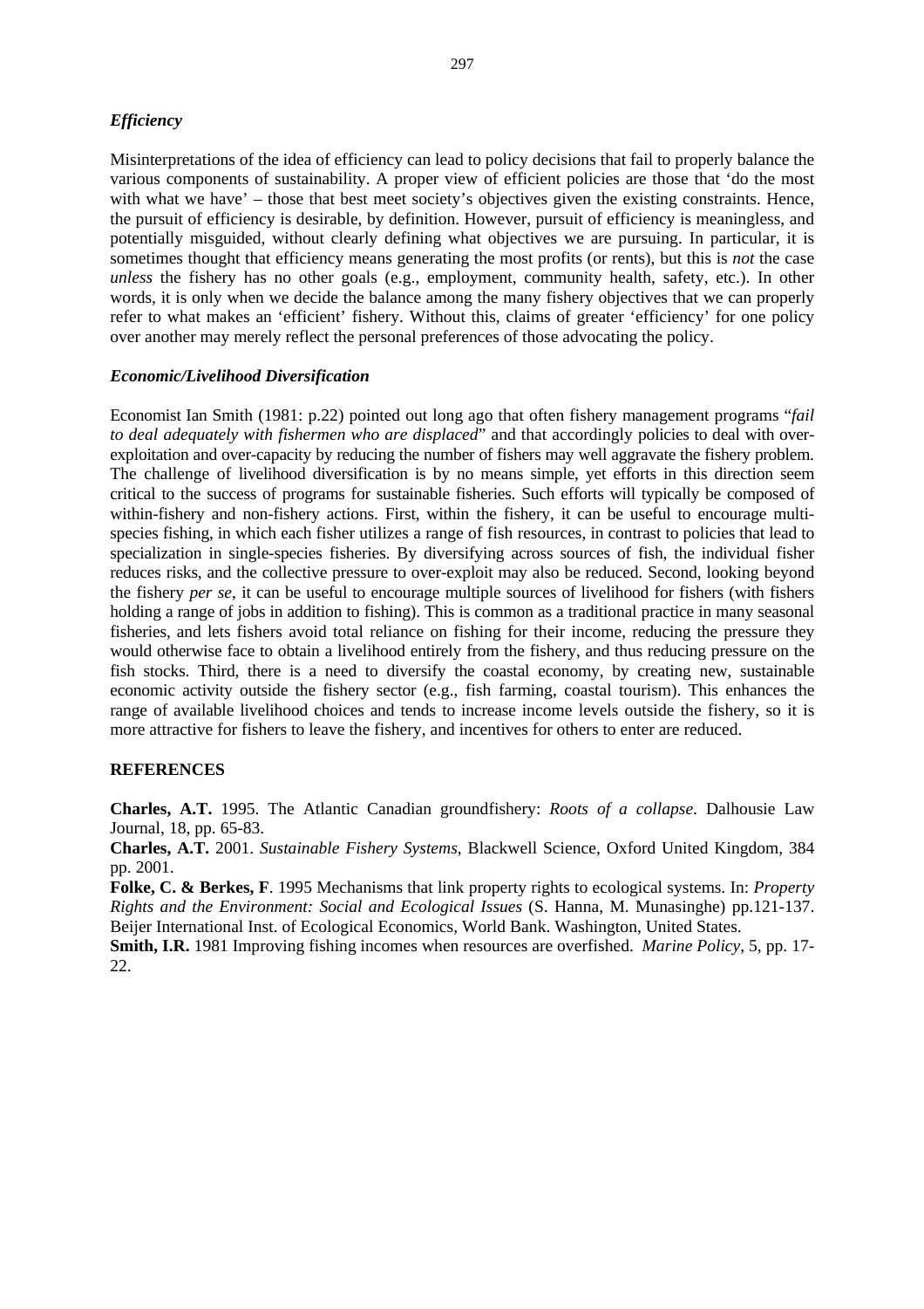### *Efficiency*

Misinterpretations of the idea of efficiency can lead to policy decisions that fail to properly balance the various components of sustainability. A proper view of efficient policies are those that 'do the most with what we have' – those that best meet society's objectives given the existing constraints. Hence, the pursuit of efficiency is desirable, by definition. However, pursuit of efficiency is meaningless, and potentially misguided, without clearly defining what objectives we are pursuing. In particular, it is sometimes thought that efficiency means generating the most profits (or rents), but this is *not* the case *unless* the fishery has no other goals (e.g., employment, community health, safety, etc.). In other words, it is only when we decide the balance among the many fishery objectives that we can properly refer to what makes an 'efficient' fishery. Without this, claims of greater 'efficiency' for one policy over another may merely reflect the personal preferences of those advocating the policy.

### *Economic/Livelihood Diversification*

Economist Ian Smith (1981: p.22) pointed out long ago that often fishery management programs "*fail to deal adequately with fishermen who are displaced*" and that accordingly policies to deal with over-exploitation and over-capacity by reducing the number of fishers may well aggravate the fishery problem. The challenge of livelihood diversification is by no means simple, yet efforts in this direction seem critical to the success of programs for sustainable fisheries. Such efforts will typically be composed of within-fishery and non-fishery actions. First, within the fishery, it can be useful to encourage multi-species fishing, in which each fisher utilizes a range of fish resources, in contrast to policies that lead to specialization in single-species fisheries. By diversifying across sources of fish, the individual fisher reduces risks, and the collective pressure to over-exploit may also be reduced. Second, looking beyond the fishery *per se*, it can be useful to encourage multiple sources of livelihood for fishers (with fishers holding a range of jobs in addition to fishing). This is common as a traditional practice in many seasonal fisheries, and lets fishers avoid total reliance on fishing for their income, reducing the pressure they would otherwise face to obtain a livelihood entirely from the fishery, and thus reducing pressure on the fish stocks. Third, there is a need to diversify the coastal economy, by creating new, sustainable economic activity outside the fishery sector (e.g., fish farming, coastal tourism). This enhances the range of available livelihood choices and tends to increase income levels outside the fishery, so it is more attractive for fishers to leave the fishery, and incentives for others to enter are reduced.

## REFERENCES

**Charles, A.T.** 1995. The Atlantic Canadian groundfishery: *Roots of a collapse*. Dalhousie Law Journal, 18, pp. 65-83.

**Charles, A.T.** 2001. *Sustainable Fishery Systems*, Blackwell Science, Oxford United Kingdom, 384 pp. 2001.

**Folke, C. & Berkes, F**. 1995 Mechanisms that link property rights to ecological systems. In: *Property Rights and the Environment: Social and Ecological Issues* (S. Hanna, M. Munasinghe) pp.121-137. Beijer International Inst. of Ecological Economics, World Bank. Washington, United States.

**Smith, I.R.** 1981 Improving fishing incomes when resources are overfished. *Marine Policy*, 5, pp. 17-22.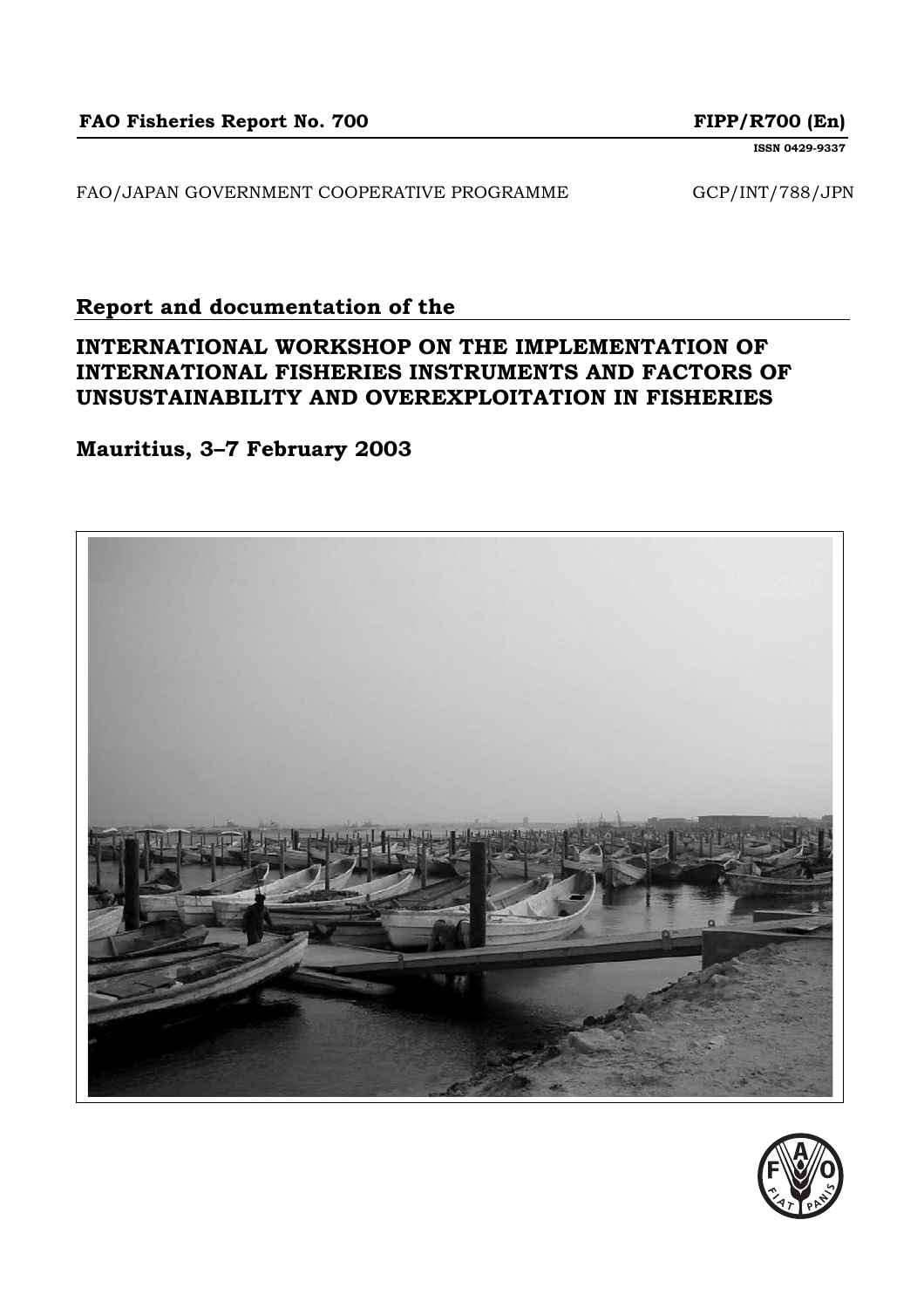**FAO Fisheries Report No. 700** **FIPP/R700 (En)**

**ISSN 0429-9337**

FAO/JAPAN GOVERNMENT COOPERATIVE PROGRAMME GCP/INT/788/JPN

## Report and documentation of the

# INTERNATIONAL WORKSHOP ON THE IMPLEMENTATION OF INTERNATIONAL FISHERIES INSTRUMENTS AND FACTORS OF UNSUSTAINABILITY AND OVEREXPLOITATION IN FISHERIES

## Mauritius, 3–7 February 2003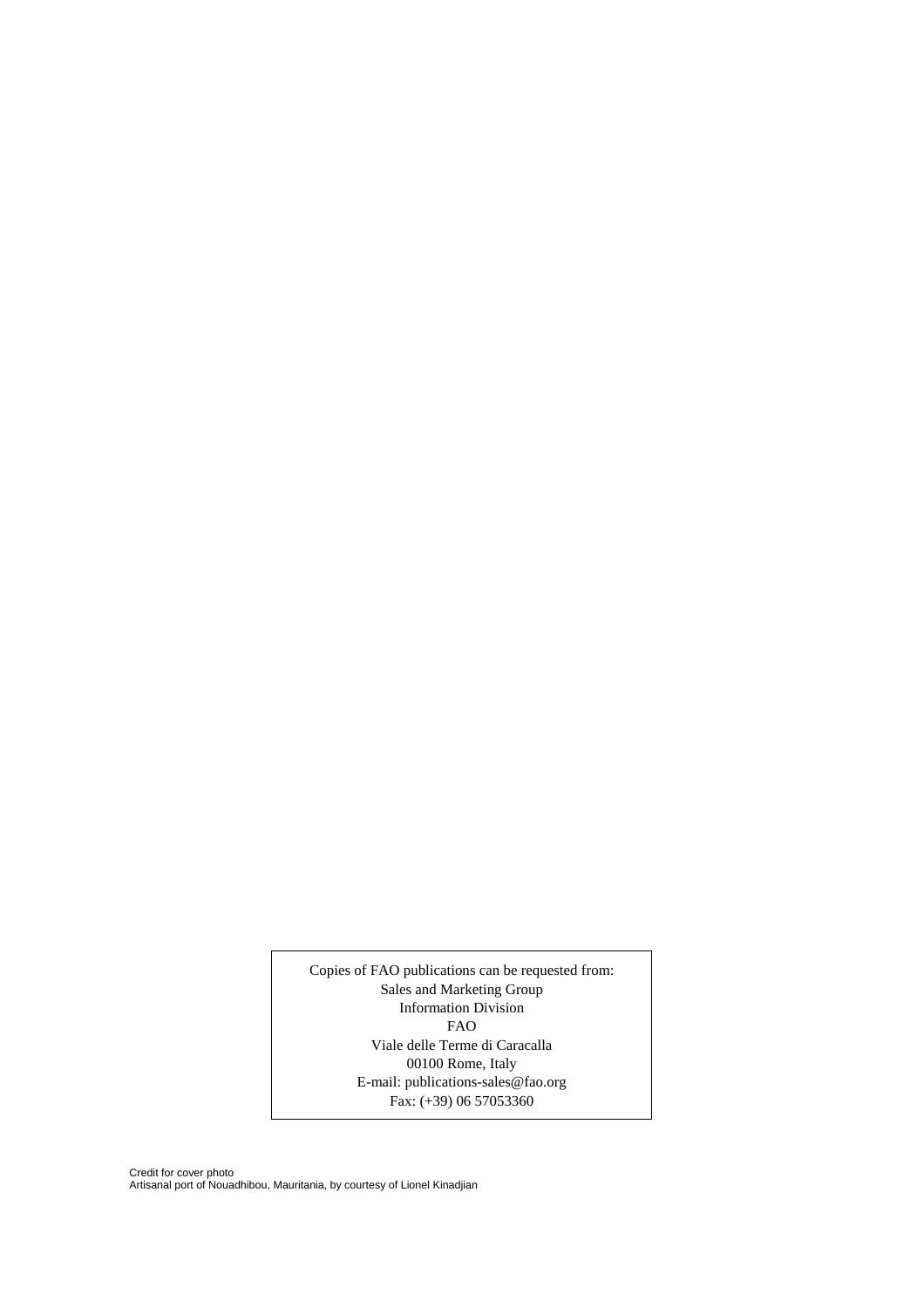Copies of FAO publications can be requested from:
Sales and Marketing Group
Information Division
FAO
Viale delle Terme di Caracalla
00100 Rome, Italy
E-mail: publications-sales@fao.org
Fax: (+39) 06 57053360

Credit for cover photo
Artisanal port of Nouadhibou, Mauritania, by courtesy of Lionel Kinadjian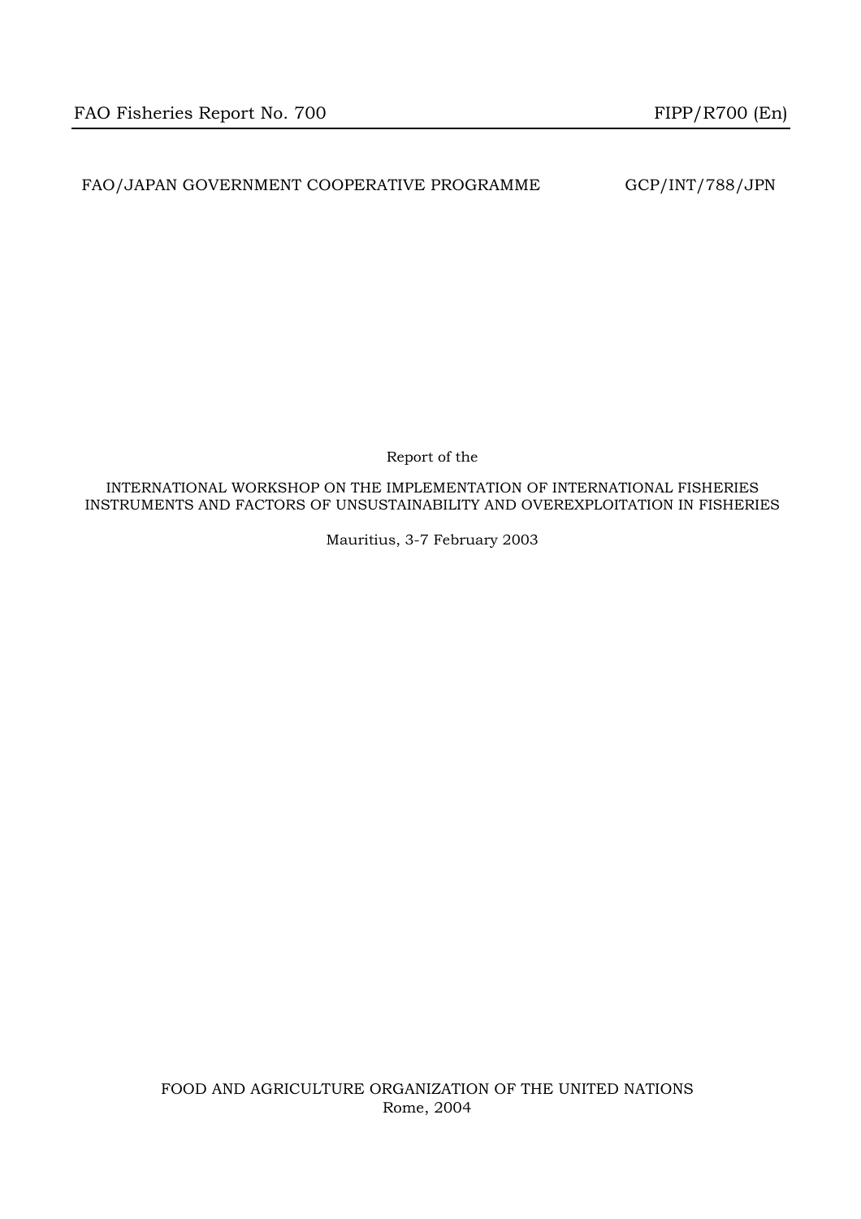FAO Fisheries Report No. 700　　　　　　　　　　　　　　　　　　　　　　FIPP/R700 (En)

FAO/JAPAN GOVERNMENT COOPERATIVE PROGRAMME　　　　　　　GCP/INT/788/JPN

Report of the

INTERNATIONAL WORKSHOP ON THE IMPLEMENTATION OF INTERNATIONAL FISHERIES INSTRUMENTS AND FACTORS OF UNSUSTAINABILITY AND OVEREXPLOITATION IN FISHERIES

Mauritius, 3-7 February 2003

FOOD AND AGRICULTURE ORGANIZATION OF THE UNITED NATIONS
Rome, 2004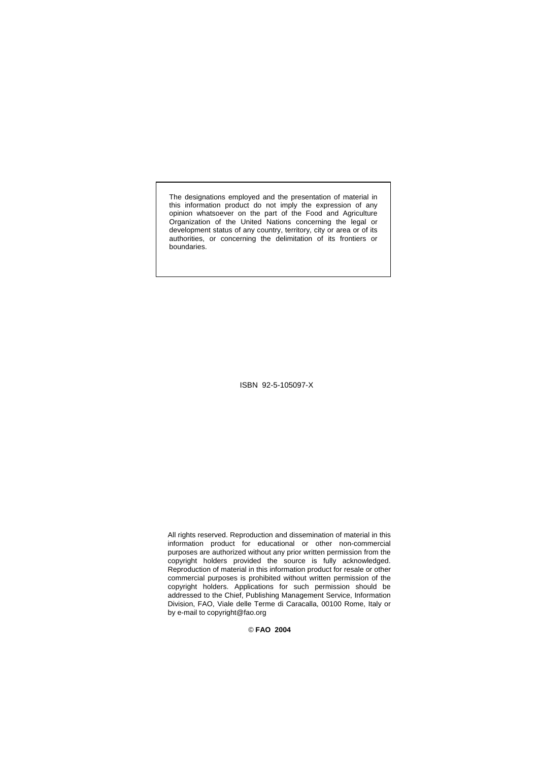The designations employed and the presentation of material in this information product do not imply the expression of any opinion whatsoever on the part of the Food and Agriculture Organization of the United Nations concerning the legal or development status of any country, territory, city or area or of its authorities, or concerning the delimitation of its frontiers or boundaries.

ISBN 92-5-105097-X

All rights reserved. Reproduction and dissemination of material in this information product for educational or other non-commercial purposes are authorized without any prior written permission from the copyright holders provided the source is fully acknowledged. Reproduction of material in this information product for resale or other commercial purposes is prohibited without written permission of the copyright holders. Applications for such permission should be addressed to the Chief, Publishing Management Service, Information Division, FAO, Viale delle Terme di Caracalla, 00100 Rome, Italy or by e-mail to copyright@fao.org

© **FAO 2004**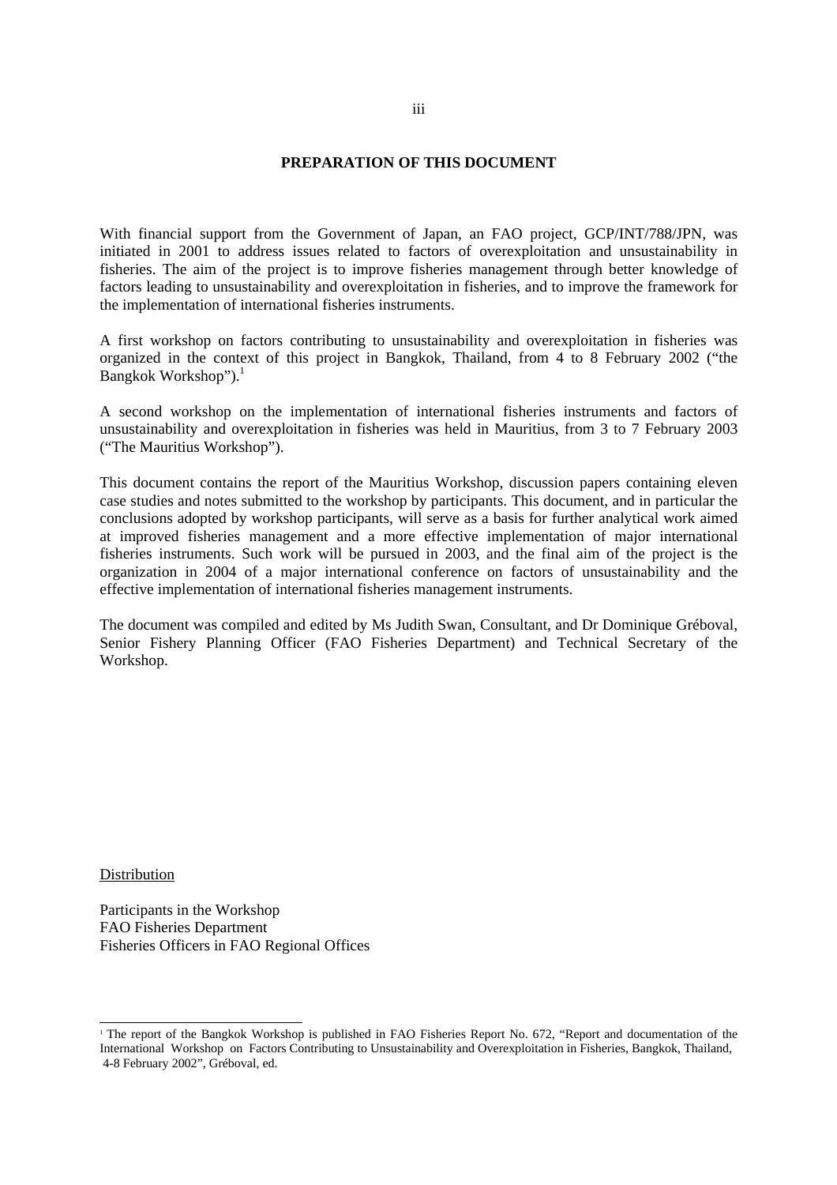## PREPARATION OF THIS DOCUMENT

With financial support from the Government of Japan, an FAO project, GCP/INT/788/JPN, was initiated in 2001 to address issues related to factors of overexploitation and unsustainability in fisheries. The aim of the project is to improve fisheries management through better knowledge of factors leading to unsustainability and overexploitation in fisheries, and to improve the framework for the implementation of international fisheries instruments.

A first workshop on factors contributing to unsustainability and overexploitation in fisheries was organized in the context of this project in Bangkok, Thailand, from 4 to 8 February 2002 ("the Bangkok Workshop").[1]

A second workshop on the implementation of international fisheries instruments and factors of unsustainability and overexploitation in fisheries was held in Mauritius, from 3 to 7 February 2003 ("The Mauritius Workshop").

This document contains the report of the Mauritius Workshop, discussion papers containing eleven case studies and notes submitted to the workshop by participants. This document, and in particular the conclusions adopted by workshop participants, will serve as a basis for further analytical work aimed at improved fisheries management and a more effective implementation of major international fisheries instruments. Such work will be pursued in 2003, and the final aim of the project is the organization in 2004 of a major international conference on factors of unsustainability and the effective implementation of international fisheries management instruments.

The document was compiled and edited by Ms Judith Swan, Consultant, and Dr Dominique Gréboval, Senior Fishery Planning Officer (FAO Fisheries Department) and Technical Secretary of the Workshop.

Distribution

Participants in the Workshop
FAO Fisheries Department
Fisheries Officers in FAO Regional Offices

[1] The report of the Bangkok Workshop is published in FAO Fisheries Report No. 672, "Report and documentation of the International Workshop on Factors Contributing to Unsustainability and Overexploitation in Fisheries, Bangkok, Thailand, 4-8 February 2002", Gréboval, ed.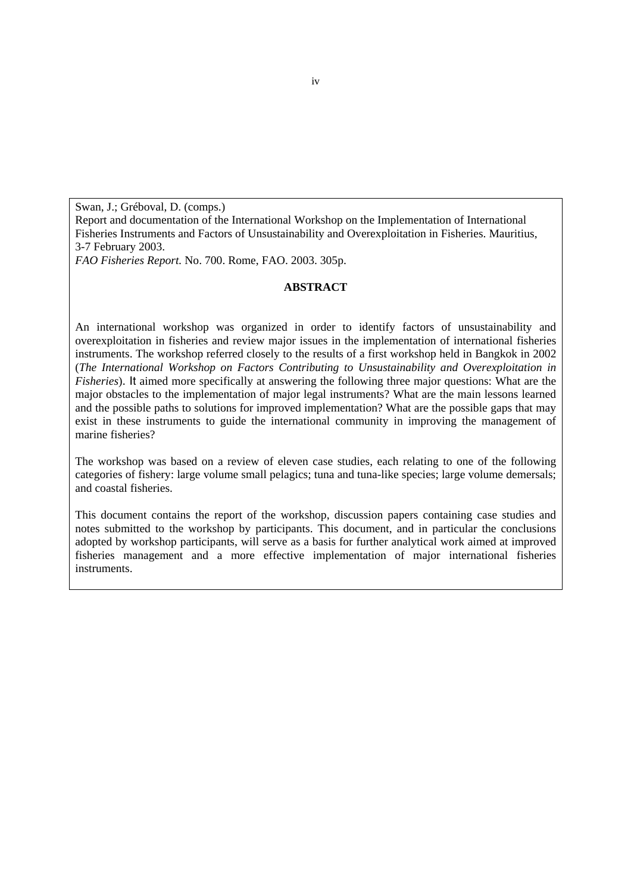Swan, J.; Gréboval, D. (comps.)
Report and documentation of the International Workshop on the Implementation of International Fisheries Instruments and Factors of Unsustainability and Overexploitation in Fisheries. Mauritius, 3-7 February 2003.
*FAO Fisheries Report.* No. 700. Rome, FAO. 2003. 305p.

**ABSTRACT**

An international workshop was organized in order to identify factors of unsustainability and overexploitation in fisheries and review major issues in the implementation of international fisheries instruments. The workshop referred closely to the results of a first workshop held in Bangkok in 2002 (*The International Workshop on Factors Contributing to Unsustainability and Overexploitation in Fisheries*). It aimed more specifically at answering the following three major questions: What are the major obstacles to the implementation of major legal instruments? What are the main lessons learned and the possible paths to solutions for improved implementation? What are the possible gaps that may exist in these instruments to guide the international community in improving the management of marine fisheries?

The workshop was based on a review of eleven case studies, each relating to one of the following categories of fishery: large volume small pelagics; tuna and tuna-like species; large volume demersals; and coastal fisheries.

This document contains the report of the workshop, discussion papers containing case studies and notes submitted to the workshop by participants. This document, and in particular the conclusions adopted by workshop participants, will serve as a basis for further analytical work aimed at improved fisheries management and a more effective implementation of major international fisheries instruments.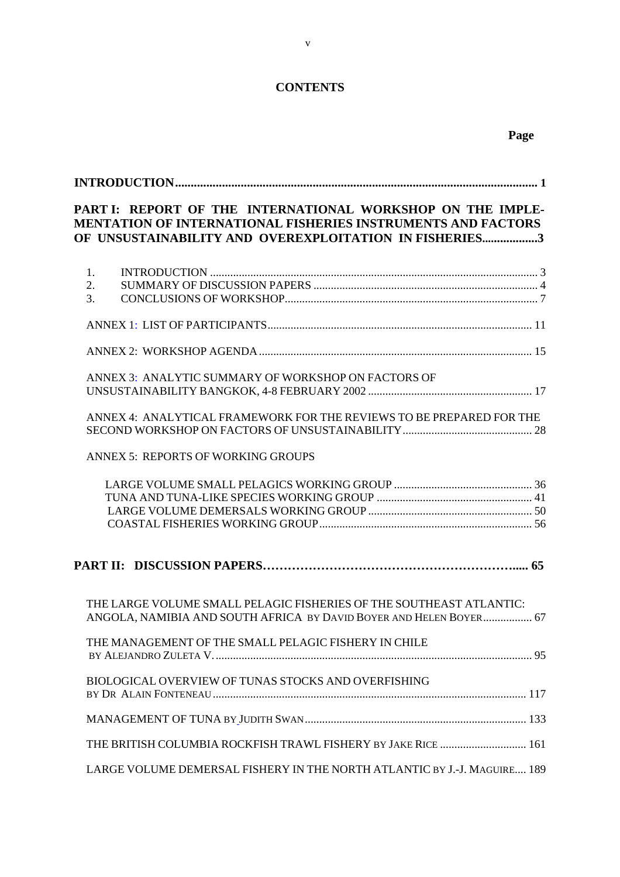# CONTENTS

**Page**

**INTRODUCTION...................................................................................................................... 1**

**PART I: REPORT OF THE INTERNATIONAL WORKSHOP ON THE IMPLEMENTATION OF INTERNATIONAL FISHERIES INSTRUMENTS AND FACTORS OF UNSUSTAINABILITY AND OVEREXPLOITATION IN FISHERIES.................3**

1. INTRODUCTION ................................................................................................................. 3
2. SUMMARY OF DISCUSSION PAPERS ............................................................................. 4
3. CONCLUSIONS OF WORKSHOP........................................................................................ 7

ANNEX 1: LIST OF PARTICIPANTS............................................................................................ 11

ANNEX 2: WORKSHOP AGENDA.............................................................................................. 15

ANNEX 3: ANALYTIC SUMMARY OF WORKSHOP ON FACTORS OF UNSUSTAINABILITY BANGKOK, 4-8 FEBRUARY 2002 ......................................................... 17

ANNEX 4: ANALYTICAL FRAMEWORK FOR THE REVIEWS TO BE PREPARED FOR THE SECOND WORKSHOP ON FACTORS OF UNSUSTAINABILITY............................................. 28

ANNEX 5: REPORTS OF WORKING GROUPS

- LARGE VOLUME SMALL PELAGICS WORKING GROUP ................................................ 36
- TUNA AND TUNA-LIKE SPECIES WORKING GROUP ...................................................... 41
- LARGE VOLUME DEMERSALS WORKING GROUP ......................................................... 50
- COASTAL FISHERIES WORKING GROUP.......................................................................... 56

**PART II: DISCUSSION PAPERS……………………………………………………..... 65**

THE LARGE VOLUME SMALL PELAGIC FISHERIES OF THE SOUTHEAST ATLANTIC: ANGOLA, NAMIBIA AND SOUTH AFRICA BY DAVID BOYER AND HELEN BOYER................. 67

THE MANAGEMENT OF THE SMALL PELAGIC FISHERY IN CHILE BY ALEJANDRO ZULETA V. ............................................................................................................. 95

BIOLOGICAL OVERVIEW OF TUNAS STOCKS AND OVERFISHING BY DR ALAIN FONTENEAU ............................................................................................................ 117

MANAGEMENT OF TUNA BY JUDITH SWAN............................................................................ 133

THE BRITISH COLUMBIA ROCKFISH TRAWL FISHERY BY JAKE RICE .............................. 161

LARGE VOLUME DEMERSAL FISHERY IN THE NORTH ATLANTIC BY J.-J. MAGUIRE.... 189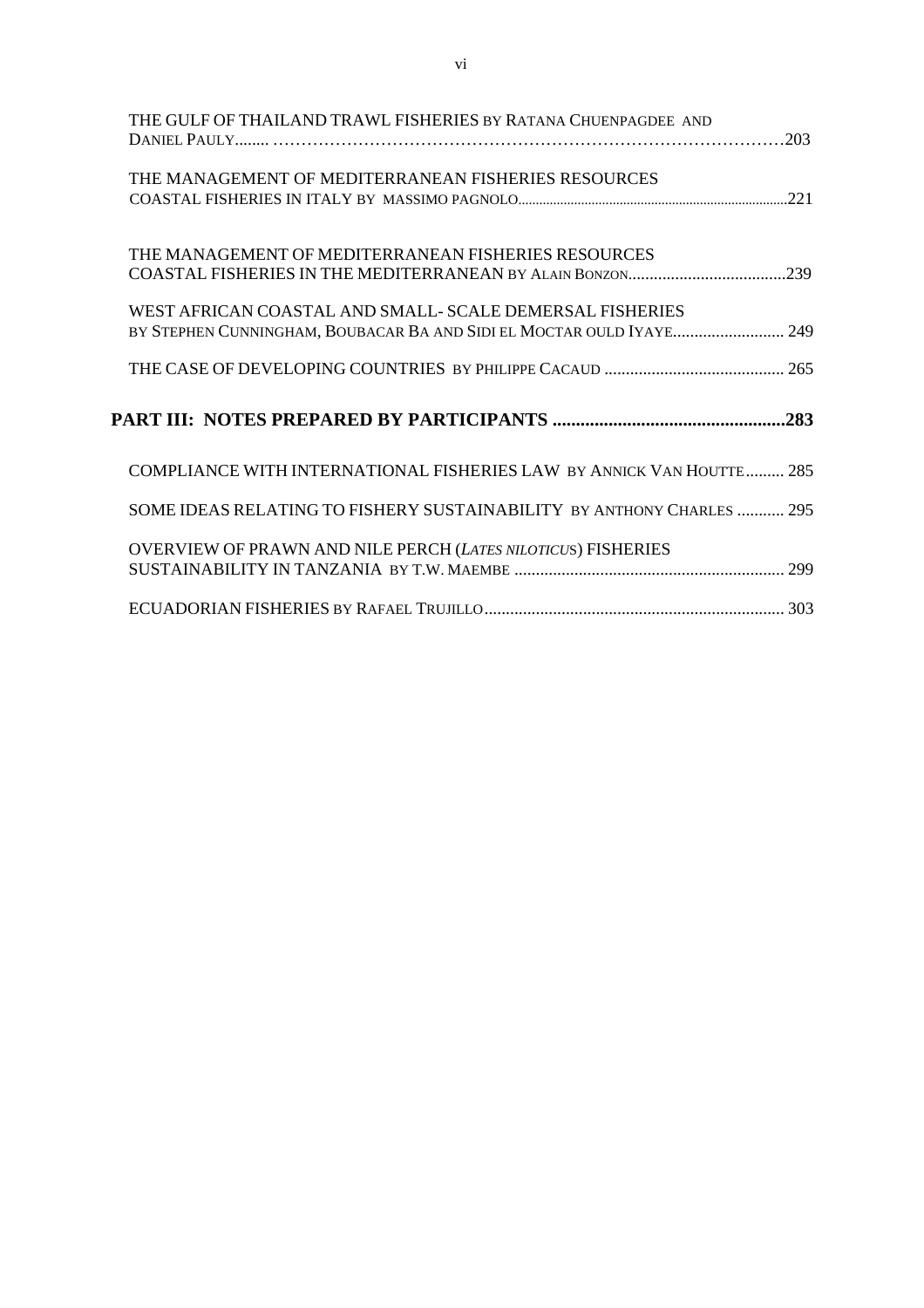THE GULF OF THAILAND TRAWL FISHERIES BY RATANA CHUENPAGDEE AND DANIEL PAULY........ ………………………………………………………………………………203

THE MANAGEMENT OF MEDITERRANEAN FISHERIES RESOURCES COASTAL FISHERIES IN ITALY BY MASSIMO PAGNOLO...........................................................................221

THE MANAGEMENT OF MEDITERRANEAN FISHERIES RESOURCES COASTAL FISHERIES IN THE MEDITERRANEAN BY ALAIN BONZON.....................................239

WEST AFRICAN COASTAL AND SMALL- SCALE DEMERSAL FISHERIES BY STEPHEN CUNNINGHAM, BOUBACAR BA AND SIDI EL MOCTAR OULD IYAYE.......................... 249

THE CASE OF DEVELOPING COUNTRIES BY PHILIPPE CACAUD .......................................... 265

**PART III: NOTES PREPARED BY PARTICIPANTS ..................................................283**

COMPLIANCE WITH INTERNATIONAL FISHERIES LAW BY ANNICK VAN HOUTTE......... 285

SOME IDEAS RELATING TO FISHERY SUSTAINABILITY BY ANTHONY CHARLES ........... 295

OVERVIEW OF PRAWN AND NILE PERCH (*LATES NILOTICUS*) FISHERIES SUSTAINABILITY IN TANZANIA BY T.W. MAEMBE ............................................................... 299

ECUADORIAN FISHERIES BY RAFAEL TRUJILLO...................................................................... 303